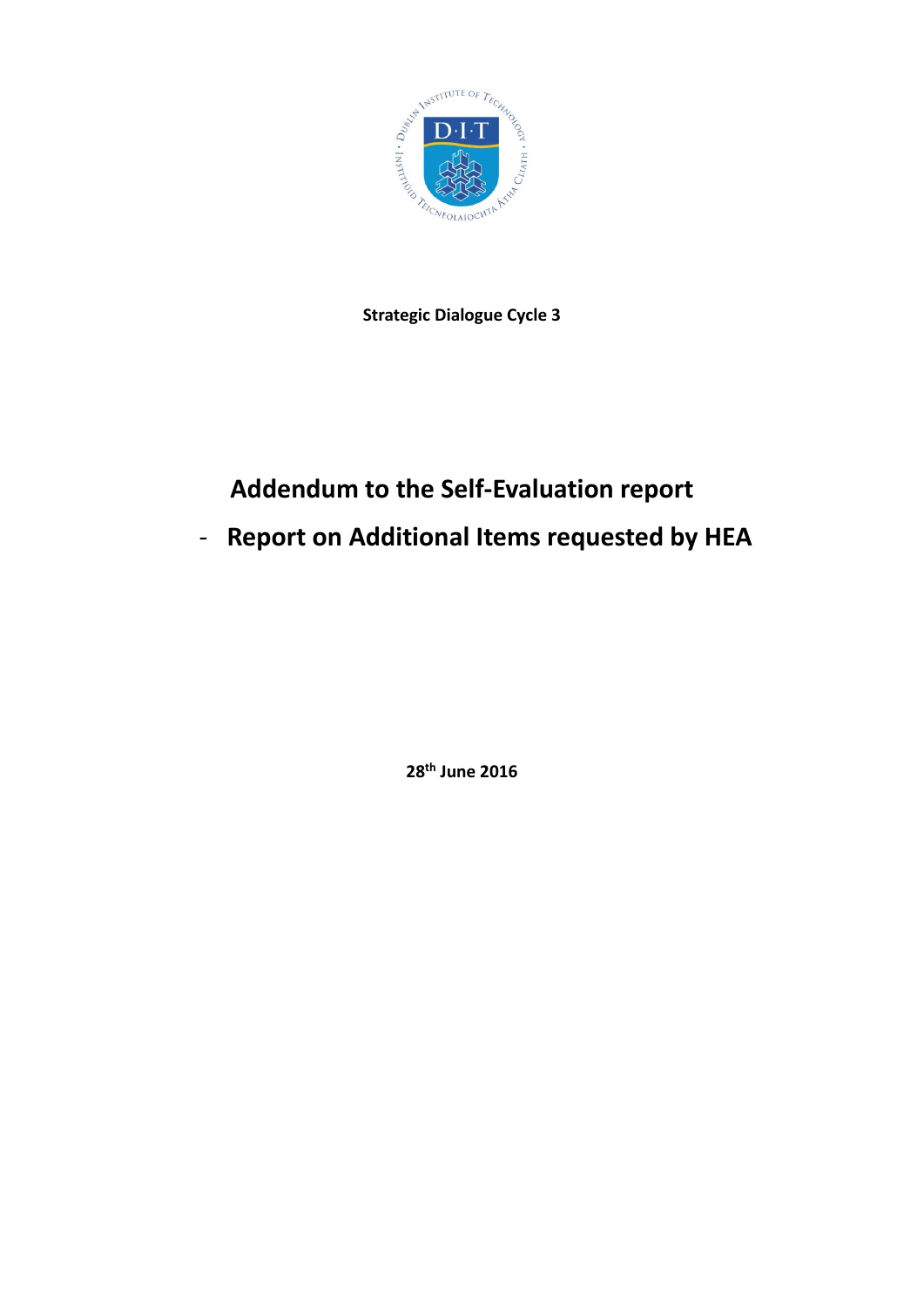**Strategic Dialogue Cycle 3**

# Addendum to the Self-Evaluation report

# - Report on Additional Items requested by HEA

**28th June 2016**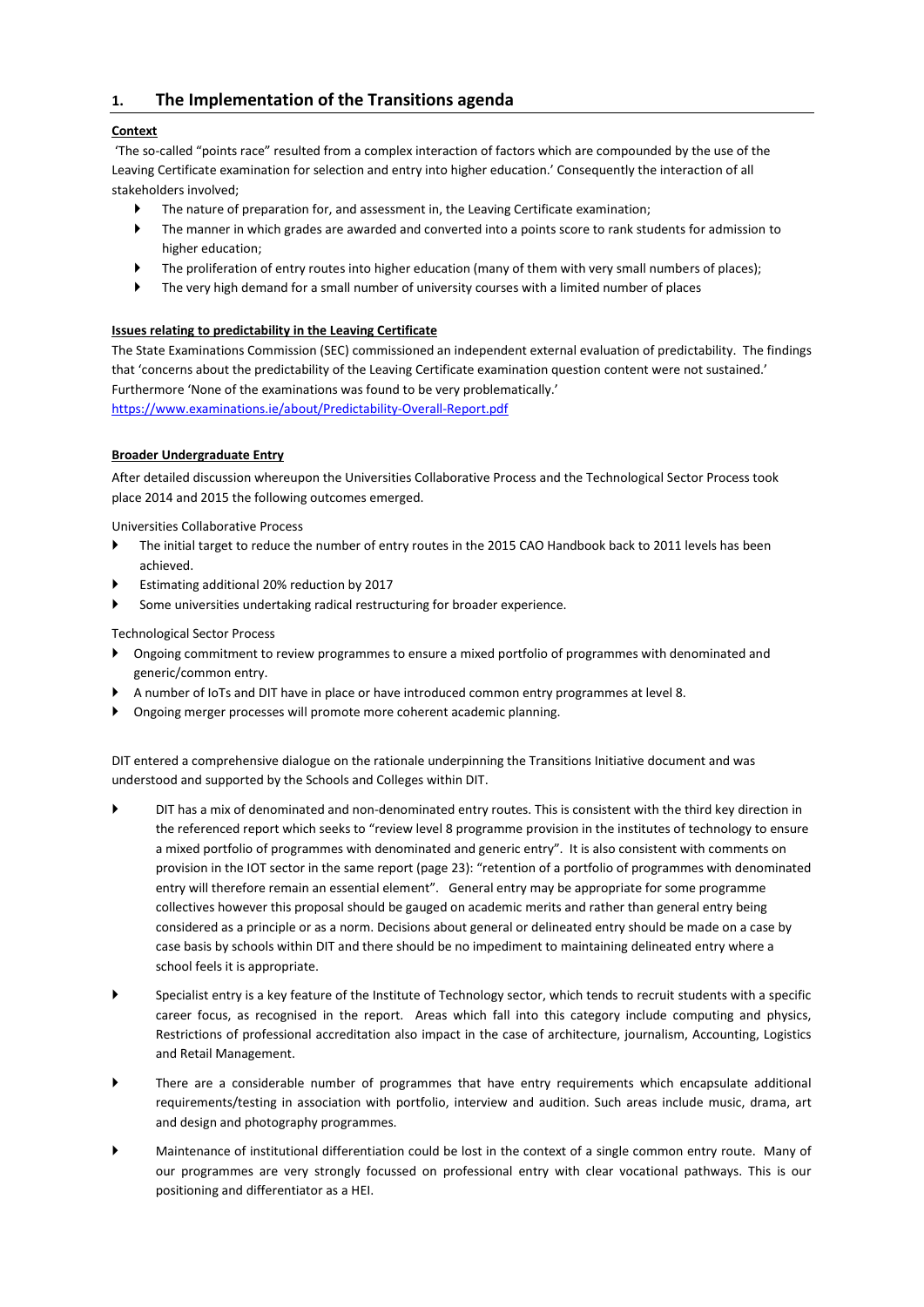## 1. The Implementation of the Transitions agenda

**Context**

'The so-called "points race" resulted from a complex interaction of factors which are compounded by the use of the Leaving Certificate examination for selection and entry into higher education.' Consequently the interaction of all stakeholders involved;

- The nature of preparation for, and assessment in, the Leaving Certificate examination;
- The manner in which grades are awarded and converted into a points score to rank students for admission to higher education;
- The proliferation of entry routes into higher education (many of them with very small numbers of places);
- The very high demand for a small number of university courses with a limited number of places

**Issues relating to predictability in the Leaving Certificate**

The State Examinations Commission (SEC) commissioned an independent external evaluation of predictability. The findings that 'concerns about the predictability of the Leaving Certificate examination question content were not sustained.' Furthermore 'None of the examinations was found to be very problematically.'
https://www.examinations.ie/about/Predictability-Overall-Report.pdf

**Broader Undergraduate Entry**

After detailed discussion whereupon the Universities Collaborative Process and the Technological Sector Process took place 2014 and 2015 the following outcomes emerged.

Universities Collaborative Process

- The initial target to reduce the number of entry routes in the 2015 CAO Handbook back to 2011 levels has been achieved.
- Estimating additional 20% reduction by 2017
- Some universities undertaking radical restructuring for broader experience.

Technological Sector Process

- Ongoing commitment to review programmes to ensure a mixed portfolio of programmes with denominated and generic/common entry.
- A number of IoTs and DIT have in place or have introduced common entry programmes at level 8.
- Ongoing merger processes will promote more coherent academic planning.

DIT entered a comprehensive dialogue on the rationale underpinning the Transitions Initiative document and was understood and supported by the Schools and Colleges within DIT.

- DIT has a mix of denominated and non-denominated entry routes. This is consistent with the third key direction in the referenced report which seeks to "review level 8 programme provision in the institutes of technology to ensure a mixed portfolio of programmes with denominated and generic entry". It is also consistent with comments on provision in the IOT sector in the same report (page 23): "retention of a portfolio of programmes with denominated entry will therefore remain an essential element". General entry may be appropriate for some programme collectives however this proposal should be gauged on academic merits and rather than general entry being considered as a principle or as a norm. Decisions about general or delineated entry should be made on a case by case basis by schools within DIT and there should be no impediment to maintaining delineated entry where a school feels it is appropriate.
- Specialist entry is a key feature of the Institute of Technology sector, which tends to recruit students with a specific career focus, as recognised in the report. Areas which fall into this category include computing and physics, Restrictions of professional accreditation also impact in the case of architecture, journalism, Accounting, Logistics and Retail Management.
- There are a considerable number of programmes that have entry requirements which encapsulate additional requirements/testing in association with portfolio, interview and audition. Such areas include music, drama, art and design and photography programmes.
- Maintenance of institutional differentiation could be lost in the context of a single common entry route. Many of our programmes are very strongly focussed on professional entry with clear vocational pathways. This is our positioning and differentiator as a HEI.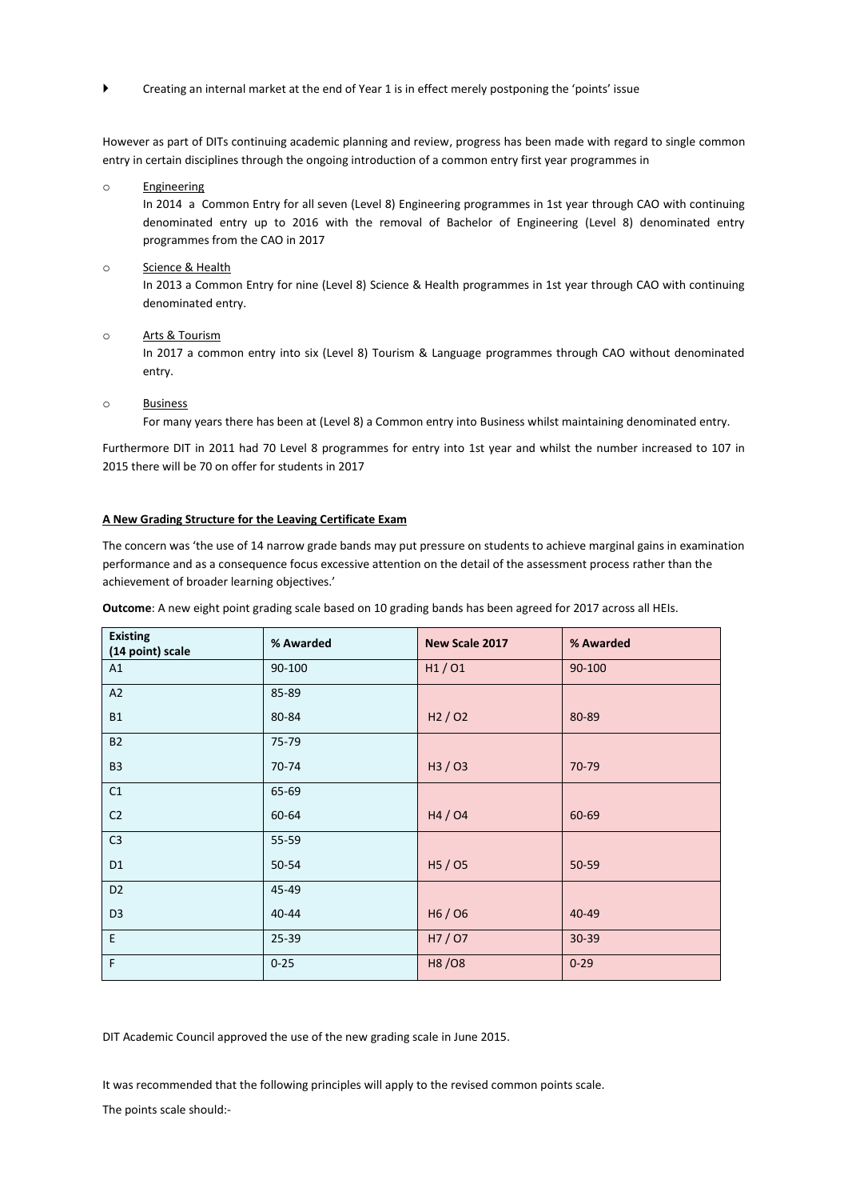- Creating an internal market at the end of Year 1 is in effect merely postponing the 'points' issue

However as part of DITs continuing academic planning and review, progress has been made with regard to single common entry in certain disciplines through the ongoing introduction of a common entry first year programmes in

- Engineering

  In 2014 a Common Entry for all seven (Level 8) Engineering programmes in 1st year through CAO with continuing denominated entry up to 2016 with the removal of Bachelor of Engineering (Level 8) denominated entry programmes from the CAO in 2017

- Science & Health

  In 2013 a Common Entry for nine (Level 8) Science & Health programmes in 1st year through CAO with continuing denominated entry.

- Arts & Tourism

  In 2017 a common entry into six (Level 8) Tourism & Language programmes through CAO without denominated entry.

- Business

  For many years there has been at (Level 8) a Common entry into Business whilst maintaining denominated entry.

Furthermore DIT in 2011 had 70 Level 8 programmes for entry into 1st year and whilst the number increased to 107 in 2015 there will be 70 on offer for students in 2017

**A New Grading Structure for the Leaving Certificate Exam**

The concern was 'the use of 14 narrow grade bands may put pressure on students to achieve marginal gains in examination performance and as a consequence focus excessive attention on the detail of the assessment process rather than the achievement of broader learning objectives.'

**Outcome**: A new eight point grading scale based on 10 grading bands has been agreed for 2017 across all HEIs.

| Existing (14 point) scale | % Awarded | New Scale 2017 | % Awarded |
|---|---|---|---|
| A1 | 90-100 | H1 / O1 | 90-100 |
| A2 | 85-89 | H2 / O2 | 80-89 |
| B1 | 80-84 | | |
| B2 | 75-79 | H3 / O3 | 70-79 |
| B3 | 70-74 | | |
| C1 | 65-69 | H4 / O4 | 60-69 |
| C2 | 60-64 | | |
| C3 | 55-59 | H5 / O5 | 50-59 |
| D1 | 50-54 | | |
| D2 | 45-49 | H6 / O6 | 40-49 |
| D3 | 40-44 | | |
| E | 25-39 | H7 / O7 | 30-39 |
| F | 0-25 | H8 /O8 | 0-29 |

DIT Academic Council approved the use of the new grading scale in June 2015.

It was recommended that the following principles will apply to the revised common points scale.

The points scale should:-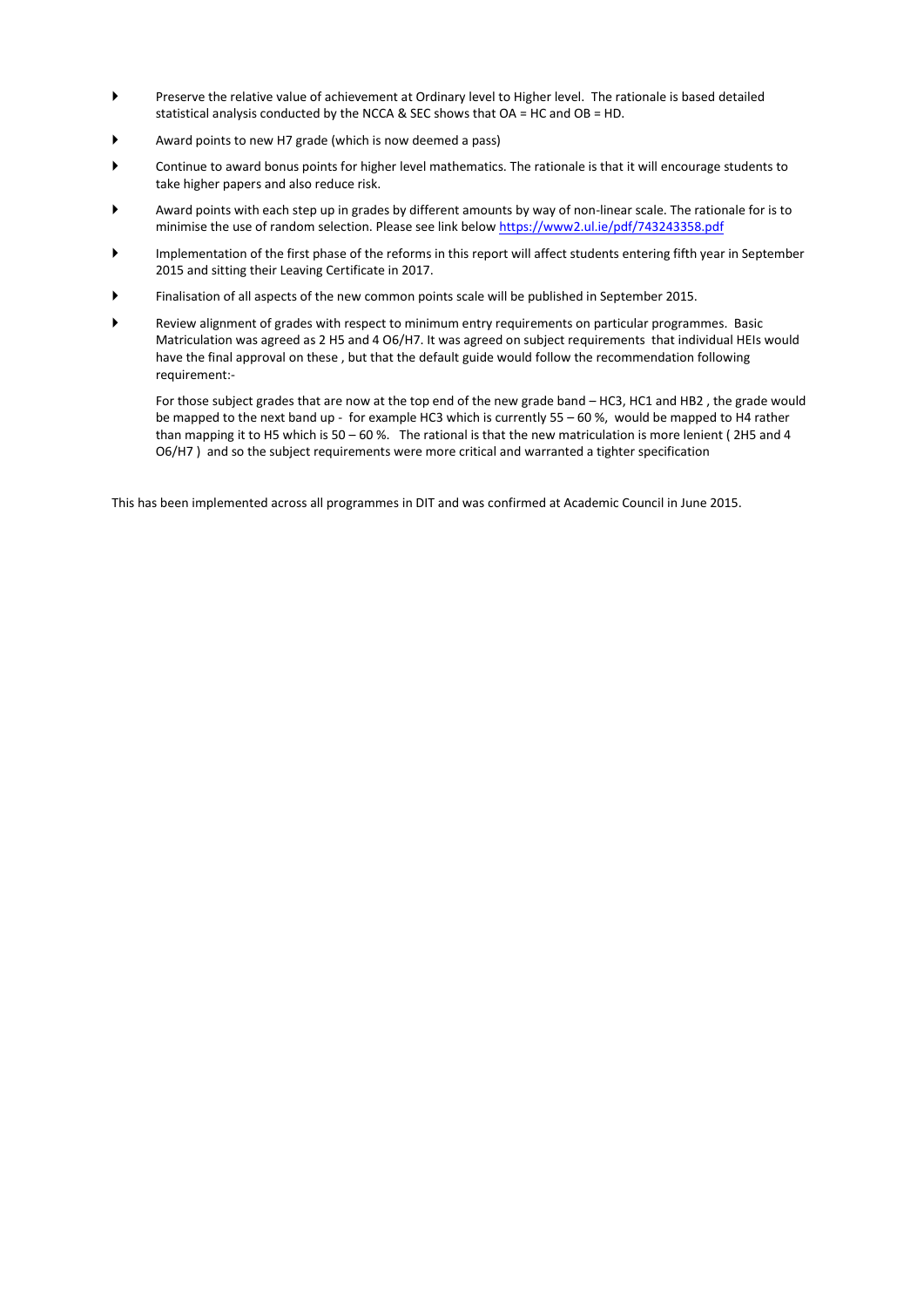- Preserve the relative value of achievement at Ordinary level to Higher level. The rationale is based detailed statistical analysis conducted by the NCCA & SEC shows that OA = HC and OB = HD.
- Award points to new H7 grade (which is now deemed a pass)
- Continue to award bonus points for higher level mathematics. The rationale is that it will encourage students to take higher papers and also reduce risk.
- Award points with each step up in grades by different amounts by way of non-linear scale. The rationale for is to minimise the use of random selection. Please see link below https://www2.ul.ie/pdf/743243358.pdf
- Implementation of the first phase of the reforms in this report will affect students entering fifth year in September 2015 and sitting their Leaving Certificate in 2017.
- Finalisation of all aspects of the new common points scale will be published in September 2015.
- Review alignment of grades with respect to minimum entry requirements on particular programmes. Basic Matriculation was agreed as 2 H5 and 4 O6/H7. It was agreed on subject requirements that individual HEIs would have the final approval on these , but that the default guide would follow the recommendation following requirement:-

  For those subject grades that are now at the top end of the new grade band – HC3, HC1 and HB2 , the grade would be mapped to the next band up - for example HC3 which is currently 55 – 60 %, would be mapped to H4 rather than mapping it to H5 which is 50 – 60 %. The rational is that the new matriculation is more lenient ( 2H5 and 4 O6/H7 ) and so the subject requirements were more critical and warranted a tighter specification

This has been implemented across all programmes in DIT and was confirmed at Academic Council in June 2015.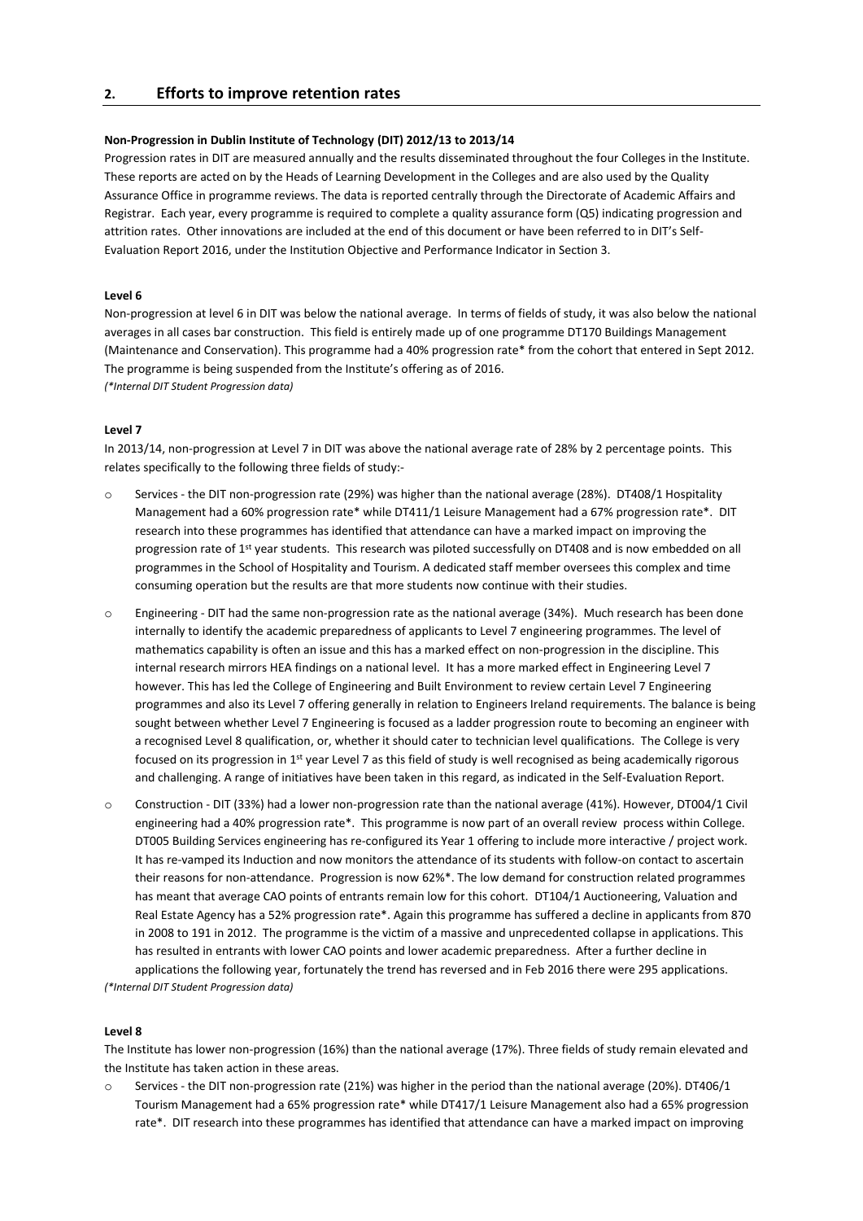## 2. Efforts to improve retention rates

**Non-Progression in Dublin Institute of Technology (DIT) 2012/13 to 2013/14**

Progression rates in DIT are measured annually and the results disseminated throughout the four Colleges in the Institute. These reports are acted on by the Heads of Learning Development in the Colleges and are also used by the Quality Assurance Office in programme reviews. The data is reported centrally through the Directorate of Academic Affairs and Registrar. Each year, every programme is required to complete a quality assurance form (Q5) indicating progression and attrition rates. Other innovations are included at the end of this document or have been referred to in DIT's Self-Evaluation Report 2016, under the Institution Objective and Performance Indicator in Section 3.

**Level 6**

Non-progression at level 6 in DIT was below the national average. In terms of fields of study, it was also below the national averages in all cases bar construction. This field is entirely made up of one programme DT170 Buildings Management (Maintenance and Conservation). This programme had a 40% progression rate* from the cohort that entered in Sept 2012. The programme is being suspended from the Institute's offering as of 2016.

*(\*Internal DIT Student Progression data)*

**Level 7**

In 2013/14, non-progression at Level 7 in DIT was above the national average rate of 28% by 2 percentage points. This relates specifically to the following three fields of study:-

- Services - the DIT non-progression rate (29%) was higher than the national average (28%). DT408/1 Hospitality Management had a 60% progression rate* while DT411/1 Leisure Management had a 67% progression rate*. DIT research into these programmes has identified that attendance can have a marked impact on improving the progression rate of 1st year students. This research was piloted successfully on DT408 and is now embedded on all programmes in the School of Hospitality and Tourism. A dedicated staff member oversees this complex and time consuming operation but the results are that more students now continue with their studies.
- Engineering - DIT had the same non-progression rate as the national average (34%). Much research has been done internally to identify the academic preparedness of applicants to Level 7 engineering programmes. The level of mathematics capability is often an issue and this has a marked effect on non-progression in the discipline. This internal research mirrors HEA findings on a national level. It has a more marked effect in Engineering Level 7 however. This has led the College of Engineering and Built Environment to review certain Level 7 Engineering programmes and also its Level 7 offering generally in relation to Engineers Ireland requirements. The balance is being sought between whether Level 7 Engineering is focused as a ladder progression route to becoming an engineer with a recognised Level 8 qualification, or, whether it should cater to technician level qualifications. The College is very focused on its progression in 1st year Level 7 as this field of study is well recognised as being academically rigorous and challenging. A range of initiatives have been taken in this regard, as indicated in the Self-Evaluation Report.
- Construction - DIT (33%) had a lower non-progression rate than the national average (41%). However, DT004/1 Civil engineering had a 40% progression rate*. This programme is now part of an overall review process within College. DT005 Building Services engineering has re-configured its Year 1 offering to include more interactive / project work. It has re-vamped its Induction and now monitors the attendance of its students with follow-on contact to ascertain their reasons for non-attendance. Progression is now 62%*. The low demand for construction related programmes has meant that average CAO points of entrants remain low for this cohort. DT104/1 Auctioneering, Valuation and Real Estate Agency has a 52% progression rate*. Again this programme has suffered a decline in applicants from 870 in 2008 to 191 in 2012. The programme is the victim of a massive and unprecedented collapse in applications. This has resulted in entrants with lower CAO points and lower academic preparedness. After a further decline in applications the following year, fortunately the trend has reversed and in Feb 2016 there were 295 applications.

*(\*Internal DIT Student Progression data)*

**Level 8**

The Institute has lower non-progression (16%) than the national average (17%). Three fields of study remain elevated and the Institute has taken action in these areas.

- Services - the DIT non-progression rate (21%) was higher in the period than the national average (20%). DT406/1 Tourism Management had a 65% progression rate* while DT417/1 Leisure Management also had a 65% progression rate*. DIT research into these programmes has identified that attendance can have a marked impact on improving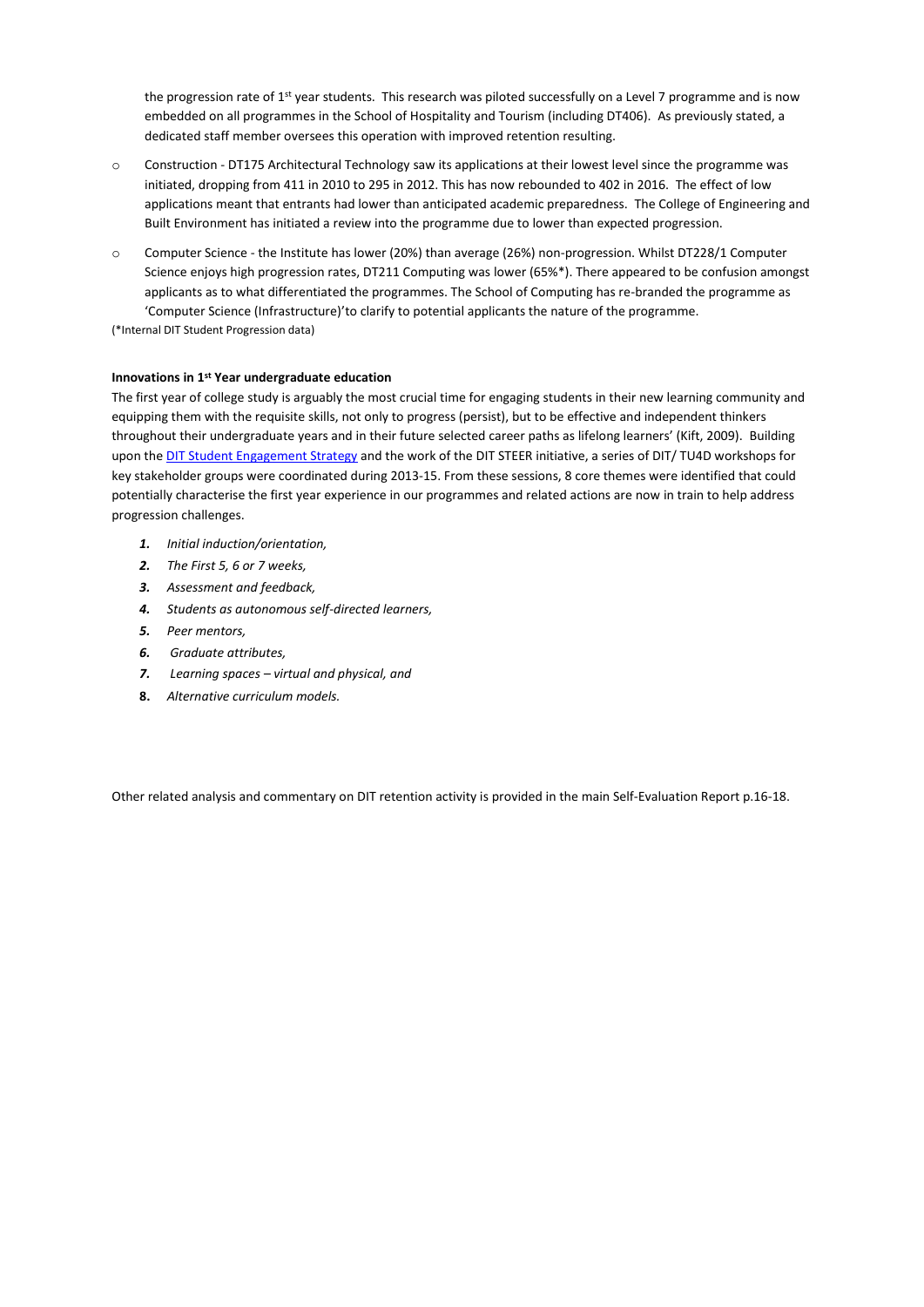the progression rate of 1st year students. This research was piloted successfully on a Level 7 programme and is now embedded on all programmes in the School of Hospitality and Tourism (including DT406). As previously stated, a dedicated staff member oversees this operation with improved retention resulting.

- Construction - DT175 Architectural Technology saw its applications at their lowest level since the programme was initiated, dropping from 411 in 2010 to 295 in 2012. This has now rebounded to 402 in 2016. The effect of low applications meant that entrants had lower than anticipated academic preparedness. The College of Engineering and Built Environment has initiated a review into the programme due to lower than expected progression.
- Computer Science - the Institute has lower (20%) than average (26%) non-progression. Whilst DT228/1 Computer Science enjoys high progression rates, DT211 Computing was lower (65%*). There appeared to be confusion amongst applicants as to what differentiated the programmes. The School of Computing has re-branded the programme as 'Computer Science (Infrastructure)'to clarify to potential applicants the nature of the programme.

(*Internal DIT Student Progression data)

**Innovations in 1st Year undergraduate education**

The first year of college study is arguably the most crucial time for engaging students in their new learning community and equipping them with the requisite skills, not only to progress (persist), but to be effective and independent thinkers throughout their undergraduate years and in their future selected career paths as lifelong learners' (Kift, 2009). Building upon the DIT Student Engagement Strategy and the work of the DIT STEER initiative, a series of DIT/ TU4D workshops for key stakeholder groups were coordinated during 2013-15. From these sessions, 8 core themes were identified that could potentially characterise the first year experience in our programmes and related actions are now in train to help address progression challenges.

1. *Initial induction/orientation,*
2. *The First 5, 6 or 7 weeks,*
3. *Assessment and feedback,*
4. *Students as autonomous self-directed learners,*
5. *Peer mentors,*
6. *Graduate attributes,*
7. *Learning spaces – virtual and physical, and*
8. *Alternative curriculum models.*

Other related analysis and commentary on DIT retention activity is provided in the main Self-Evaluation Report p.16-18.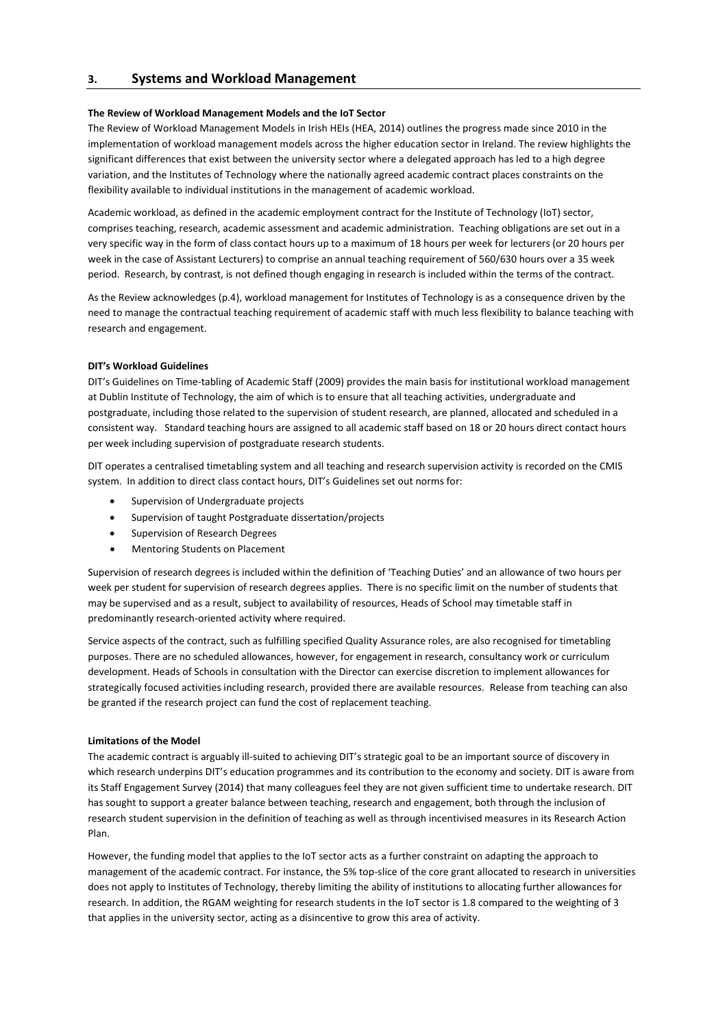## 3. Systems and Workload Management

**The Review of Workload Management Models and the IoT Sector**

The Review of Workload Management Models in Irish HEIs (HEA, 2014) outlines the progress made since 2010 in the implementation of workload management models across the higher education sector in Ireland. The review highlights the significant differences that exist between the university sector where a delegated approach has led to a high degree variation, and the Institutes of Technology where the nationally agreed academic contract places constraints on the flexibility available to individual institutions in the management of academic workload.

Academic workload, as defined in the academic employment contract for the Institute of Technology (IoT) sector, comprises teaching, research, academic assessment and academic administration. Teaching obligations are set out in a very specific way in the form of class contact hours up to a maximum of 18 hours per week for lecturers (or 20 hours per week in the case of Assistant Lecturers) to comprise an annual teaching requirement of 560/630 hours over a 35 week period. Research, by contrast, is not defined though engaging in research is included within the terms of the contract.

As the Review acknowledges (p.4), workload management for Institutes of Technology is as a consequence driven by the need to manage the contractual teaching requirement of academic staff with much less flexibility to balance teaching with research and engagement.

**DIT's Workload Guidelines**

DIT's Guidelines on Time-tabling of Academic Staff (2009) provides the main basis for institutional workload management at Dublin Institute of Technology, the aim of which is to ensure that all teaching activities, undergraduate and postgraduate, including those related to the supervision of student research, are planned, allocated and scheduled in a consistent way. Standard teaching hours are assigned to all academic staff based on 18 or 20 hours direct contact hours per week including supervision of postgraduate research students.

DIT operates a centralised timetabling system and all teaching and research supervision activity is recorded on the CMIS system. In addition to direct class contact hours, DIT's Guidelines set out norms for:

- Supervision of Undergraduate projects
- Supervision of taught Postgraduate dissertation/projects
- Supervision of Research Degrees
- Mentoring Students on Placement

Supervision of research degrees is included within the definition of 'Teaching Duties' and an allowance of two hours per week per student for supervision of research degrees applies. There is no specific limit on the number of students that may be supervised and as a result, subject to availability of resources, Heads of School may timetable staff in predominantly research-oriented activity where required.

Service aspects of the contract, such as fulfilling specified Quality Assurance roles, are also recognised for timetabling purposes. There are no scheduled allowances, however, for engagement in research, consultancy work or curriculum development. Heads of Schools in consultation with the Director can exercise discretion to implement allowances for strategically focused activities including research, provided there are available resources. Release from teaching can also be granted if the research project can fund the cost of replacement teaching.

**Limitations of the Model**

The academic contract is arguably ill-suited to achieving DIT's strategic goal to be an important source of discovery in which research underpins DIT's education programmes and its contribution to the economy and society. DIT is aware from its Staff Engagement Survey (2014) that many colleagues feel they are not given sufficient time to undertake research. DIT has sought to support a greater balance between teaching, research and engagement, both through the inclusion of research student supervision in the definition of teaching as well as through incentivised measures in its Research Action Plan.

However, the funding model that applies to the IoT sector acts as a further constraint on adapting the approach to management of the academic contract. For instance, the 5% top-slice of the core grant allocated to research in universities does not apply to Institutes of Technology, thereby limiting the ability of institutions to allocating further allowances for research. In addition, the RGAM weighting for research students in the IoT sector is 1.8 compared to the weighting of 3 that applies in the university sector, acting as a disincentive to grow this area of activity.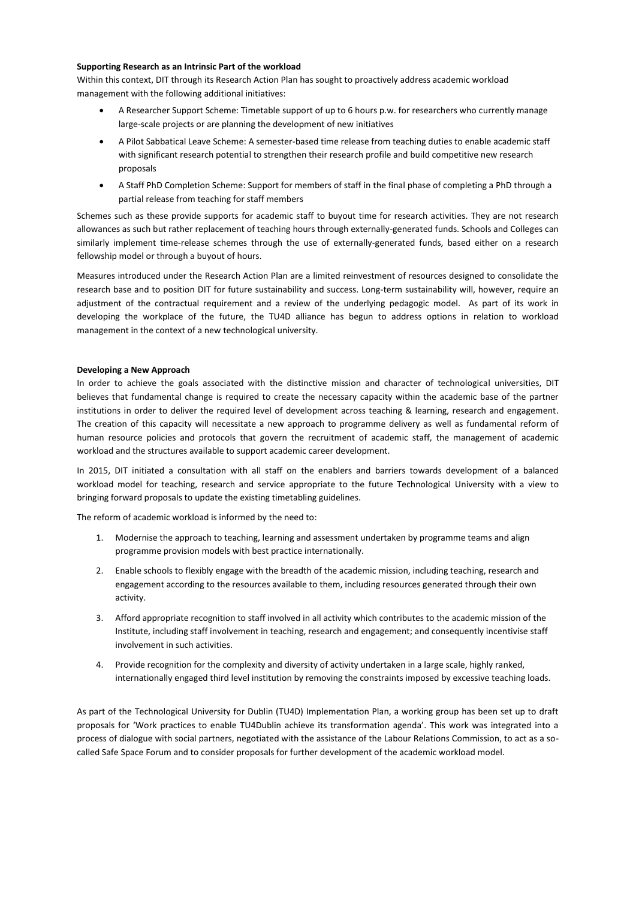**Supporting Research as an Intrinsic Part of the workload**

Within this context, DIT through its Research Action Plan has sought to proactively address academic workload management with the following additional initiatives:

- A Researcher Support Scheme: Timetable support of up to 6 hours p.w. for researchers who currently manage large-scale projects or are planning the development of new initiatives
- A Pilot Sabbatical Leave Scheme: A semester-based time release from teaching duties to enable academic staff with significant research potential to strengthen their research profile and build competitive new research proposals
- A Staff PhD Completion Scheme: Support for members of staff in the final phase of completing a PhD through a partial release from teaching for staff members

Schemes such as these provide supports for academic staff to buyout time for research activities. They are not research allowances as such but rather replacement of teaching hours through externally-generated funds. Schools and Colleges can similarly implement time-release schemes through the use of externally-generated funds, based either on a research fellowship model or through a buyout of hours.

Measures introduced under the Research Action Plan are a limited reinvestment of resources designed to consolidate the research base and to position DIT for future sustainability and success. Long-term sustainability will, however, require an adjustment of the contractual requirement and a review of the underlying pedagogic model. As part of its work in developing the workplace of the future, the TU4D alliance has begun to address options in relation to workload management in the context of a new technological university.

**Developing a New Approach**

In order to achieve the goals associated with the distinctive mission and character of technological universities, DIT believes that fundamental change is required to create the necessary capacity within the academic base of the partner institutions in order to deliver the required level of development across teaching & learning, research and engagement. The creation of this capacity will necessitate a new approach to programme delivery as well as fundamental reform of human resource policies and protocols that govern the recruitment of academic staff, the management of academic workload and the structures available to support academic career development.

In 2015, DIT initiated a consultation with all staff on the enablers and barriers towards development of a balanced workload model for teaching, research and service appropriate to the future Technological University with a view to bringing forward proposals to update the existing timetabling guidelines.

The reform of academic workload is informed by the need to:

1. Modernise the approach to teaching, learning and assessment undertaken by programme teams and align programme provision models with best practice internationally.
2. Enable schools to flexibly engage with the breadth of the academic mission, including teaching, research and engagement according to the resources available to them, including resources generated through their own activity.
3. Afford appropriate recognition to staff involved in all activity which contributes to the academic mission of the Institute, including staff involvement in teaching, research and engagement; and consequently incentivise staff involvement in such activities.
4. Provide recognition for the complexity and diversity of activity undertaken in a large scale, highly ranked, internationally engaged third level institution by removing the constraints imposed by excessive teaching loads.

As part of the Technological University for Dublin (TU4D) Implementation Plan, a working group has been set up to draft proposals for 'Work practices to enable TU4Dublin achieve its transformation agenda'. This work was integrated into a process of dialogue with social partners, negotiated with the assistance of the Labour Relations Commission, to act as a so-called Safe Space Forum and to consider proposals for further development of the academic workload model.